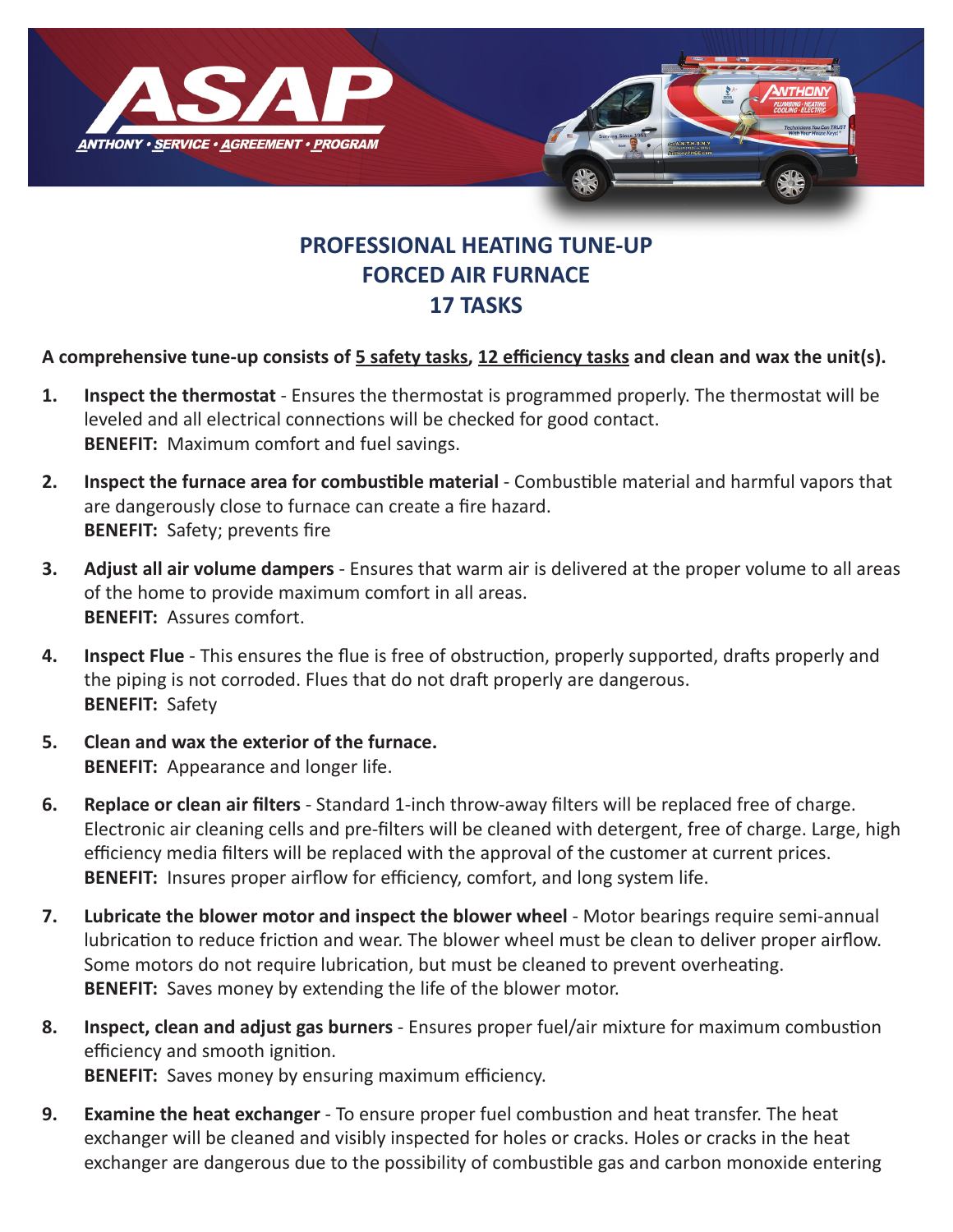# ASAP

ANTHONY • SERVICE • AGREEMENT • PROGRAM

## PROFESSIONAL HEATING TUNE-UP
## FORCED AIR FURNACE
## 17 TASKS

**A comprehensive tune-up consists of 5 safety tasks, 12 efficiency tasks and clean and wax the unit(s).**

1. **Inspect the thermostat** - Ensures the thermostat is programmed properly. The thermostat will be leveled and all electrical connections will be checked for good contact.
   **BENEFIT:** Maximum comfort and fuel savings.

2. **Inspect the furnace area for combustible material** - Combustible material and harmful vapors that are dangerously close to furnace can create a fire hazard.
   **BENEFIT:** Safety; prevents fire

3. **Adjust all air volume dampers** - Ensures that warm air is delivered at the proper volume to all areas of the home to provide maximum comfort in all areas.
   **BENEFIT:** Assures comfort.

4. **Inspect Flue** - This ensures the flue is free of obstruction, properly supported, drafts properly and the piping is not corroded. Flues that do not draft properly are dangerous.
   **BENEFIT:** Safety

5. **Clean and wax the exterior of the furnace.**
   **BENEFIT:** Appearance and longer life.

6. **Replace or clean air filters** - Standard 1-inch throw-away filters will be replaced free of charge. Electronic air cleaning cells and pre-filters will be cleaned with detergent, free of charge. Large, high efficiency media filters will be replaced with the approval of the customer at current prices.
   **BENEFIT:** Insures proper airflow for efficiency, comfort, and long system life.

7. **Lubricate the blower motor and inspect the blower wheel** - Motor bearings require semi-annual lubrication to reduce friction and wear. The blower wheel must be clean to deliver proper airflow. Some motors do not require lubrication, but must be cleaned to prevent overheating.
   **BENEFIT:** Saves money by extending the life of the blower motor.

8. **Inspect, clean and adjust gas burners** - Ensures proper fuel/air mixture for maximum combustion efficiency and smooth ignition.
   **BENEFIT:** Saves money by ensuring maximum efficiency.

9. **Examine the heat exchanger** - To ensure proper fuel combustion and heat transfer. The heat exchanger will be cleaned and visibly inspected for holes or cracks. Holes or cracks in the heat exchanger are dangerous due to the possibility of combustible gas and carbon monoxide entering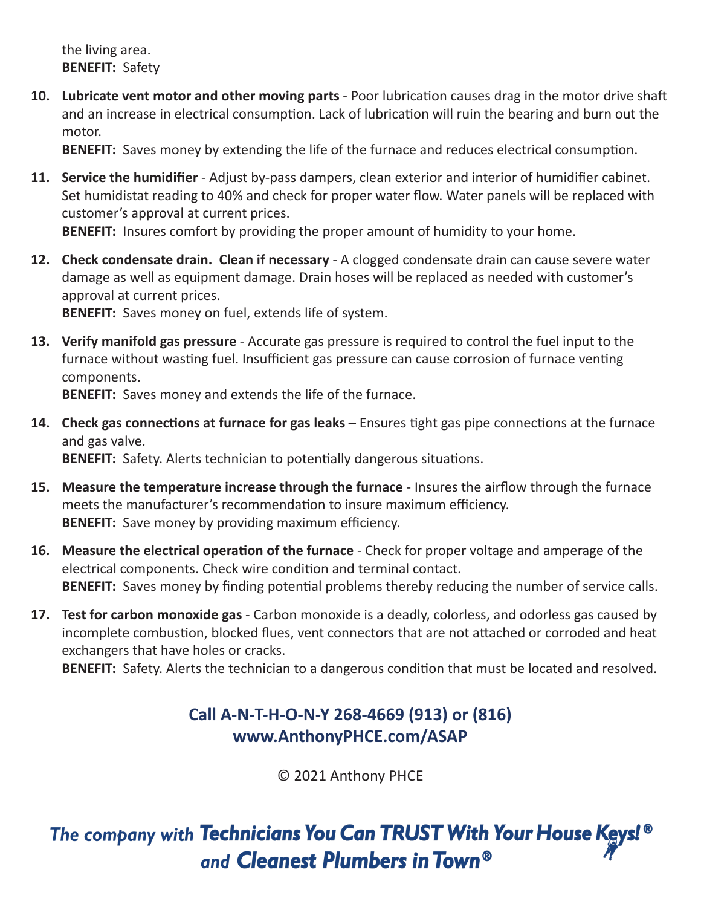the living area.
**BENEFIT:** Safety

10. **Lubricate vent motor and other moving parts** - Poor lubrication causes drag in the motor drive shaft and an increase in electrical consumption. Lack of lubrication will ruin the bearing and burn out the motor.
**BENEFIT:** Saves money by extending the life of the furnace and reduces electrical consumption.

11. **Service the humidifier** - Adjust by-pass dampers, clean exterior and interior of humidifier cabinet. Set humidistat reading to 40% and check for proper water flow. Water panels will be replaced with customer's approval at current prices.
**BENEFIT:** Insures comfort by providing the proper amount of humidity to your home.

12. **Check condensate drain. Clean if necessary** - A clogged condensate drain can cause severe water damage as well as equipment damage. Drain hoses will be replaced as needed with customer's approval at current prices.
**BENEFIT:** Saves money on fuel, extends life of system.

13. **Verify manifold gas pressure** - Accurate gas pressure is required to control the fuel input to the furnace without wasting fuel. Insufficient gas pressure can cause corrosion of furnace venting components.
**BENEFIT:** Saves money and extends the life of the furnace.

14. **Check gas connections at furnace for gas leaks** – Ensures tight gas pipe connections at the furnace and gas valve.
**BENEFIT:** Safety. Alerts technician to potentially dangerous situations.

15. **Measure the temperature increase through the furnace** - Insures the airflow through the furnace meets the manufacturer's recommendation to insure maximum efficiency.
**BENEFIT:** Save money by providing maximum efficiency.

16. **Measure the electrical operation of the furnace** - Check for proper voltage and amperage of the electrical components. Check wire condition and terminal contact.
**BENEFIT:** Saves money by finding potential problems thereby reducing the number of service calls.

17. **Test for carbon monoxide gas** - Carbon monoxide is a deadly, colorless, and odorless gas caused by incomplete combustion, blocked flues, vent connectors that are not attached or corroded and heat exchangers that have holes or cracks.
**BENEFIT:** Safety. Alerts the technician to a dangerous condition that must be located and resolved.

**Call A-N-T-H-O-N-Y 268-4669 (913) or (816)**
**www.AnthonyPHCE.com/ASAP**

© 2021 Anthony PHCE

*The company with* ***Technicians You Can TRUST With Your House Keys!®***
*and* ***Cleanest Plumbers in Town®***